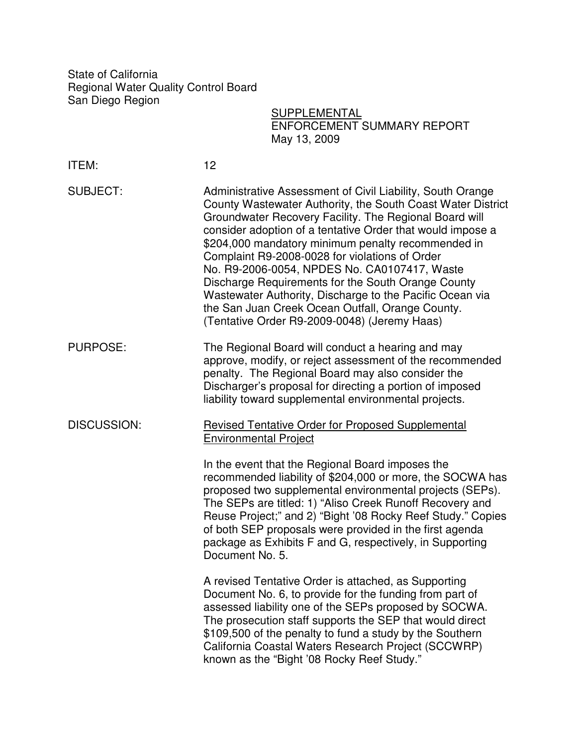State of California
Regional Water Quality Control Board
San Diego Region

<u>SUPPLEMENTAL</u>
ENFORCEMENT SUMMARY REPORT
May 13, 2009

ITEM: 12

SUBJECT: Administrative Assessment of Civil Liability, South Orange County Wastewater Authority, the South Coast Water District Groundwater Recovery Facility. The Regional Board will consider adoption of a tentative Order that would impose a $204,000 mandatory minimum penalty recommended in Complaint R9-2008-0028 for violations of Order No. R9-2006-0054, NPDES No. CA0107417, Waste Discharge Requirements for the South Orange County Wastewater Authority, Discharge to the Pacific Ocean via the San Juan Creek Ocean Outfall, Orange County. (Tentative Order R9-2009-0048) (Jeremy Haas)

PURPOSE: The Regional Board will conduct a hearing and may approve, modify, or reject assessment of the recommended penalty. The Regional Board may also consider the Discharger's proposal for directing a portion of imposed liability toward supplemental environmental projects.

DISCUSSION: <u>Revised Tentative Order for Proposed Supplemental Environmental Project</u>

In the event that the Regional Board imposes the recommended liability of $204,000 or more, the SOCWA has proposed two supplemental environmental projects (SEPs). The SEPs are titled: 1) "Aliso Creek Runoff Recovery and Reuse Project;" and 2) "Bight '08 Rocky Reef Study." Copies of both SEP proposals were provided in the first agenda package as Exhibits F and G, respectively, in Supporting Document No. 5.

A revised Tentative Order is attached, as Supporting Document No. 6, to provide for the funding from part of assessed liability one of the SEPs proposed by SOCWA. The prosecution staff supports the SEP that would direct $109,500 of the penalty to fund a study by the Southern California Coastal Waters Research Project (SCCWRP) known as the "Bight '08 Rocky Reef Study."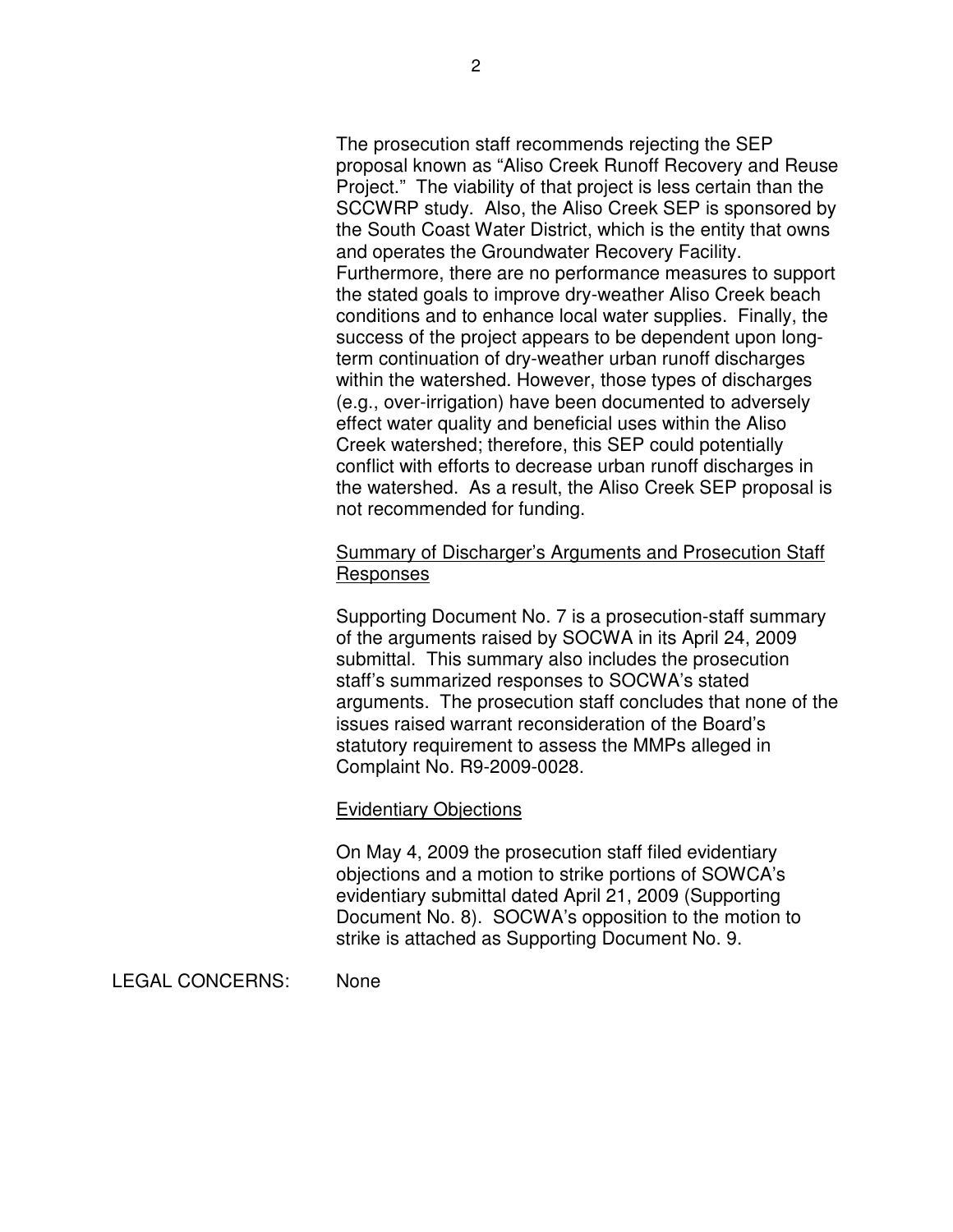The prosecution staff recommends rejecting the SEP proposal known as "Aliso Creek Runoff Recovery and Reuse Project." The viability of that project is less certain than the SCCWRP study. Also, the Aliso Creek SEP is sponsored by the South Coast Water District, which is the entity that owns and operates the Groundwater Recovery Facility. Furthermore, there are no performance measures to support the stated goals to improve dry-weather Aliso Creek beach conditions and to enhance local water supplies. Finally, the success of the project appears to be dependent upon long-term continuation of dry-weather urban runoff discharges within the watershed. However, those types of discharges (e.g., over-irrigation) have been documented to adversely effect water quality and beneficial uses within the Aliso Creek watershed; therefore, this SEP could potentially conflict with efforts to decrease urban runoff discharges in the watershed. As a result, the Aliso Creek SEP proposal is not recommended for funding.

<u>Summary of Discharger's Arguments and Prosecution Staff Responses</u>

Supporting Document No. 7 is a prosecution-staff summary of the arguments raised by SOCWA in its April 24, 2009 submittal. This summary also includes the prosecution staff's summarized responses to SOCWA's stated arguments. The prosecution staff concludes that none of the issues raised warrant reconsideration of the Board's statutory requirement to assess the MMPs alleged in Complaint No. R9-2009-0028.

<u>Evidentiary Objections</u>

On May 4, 2009 the prosecution staff filed evidentiary objections and a motion to strike portions of SOWCA's evidentiary submittal dated April 21, 2009 (Supporting Document No. 8). SOCWA's opposition to the motion to strike is attached as Supporting Document No. 9.

LEGAL CONCERNS: None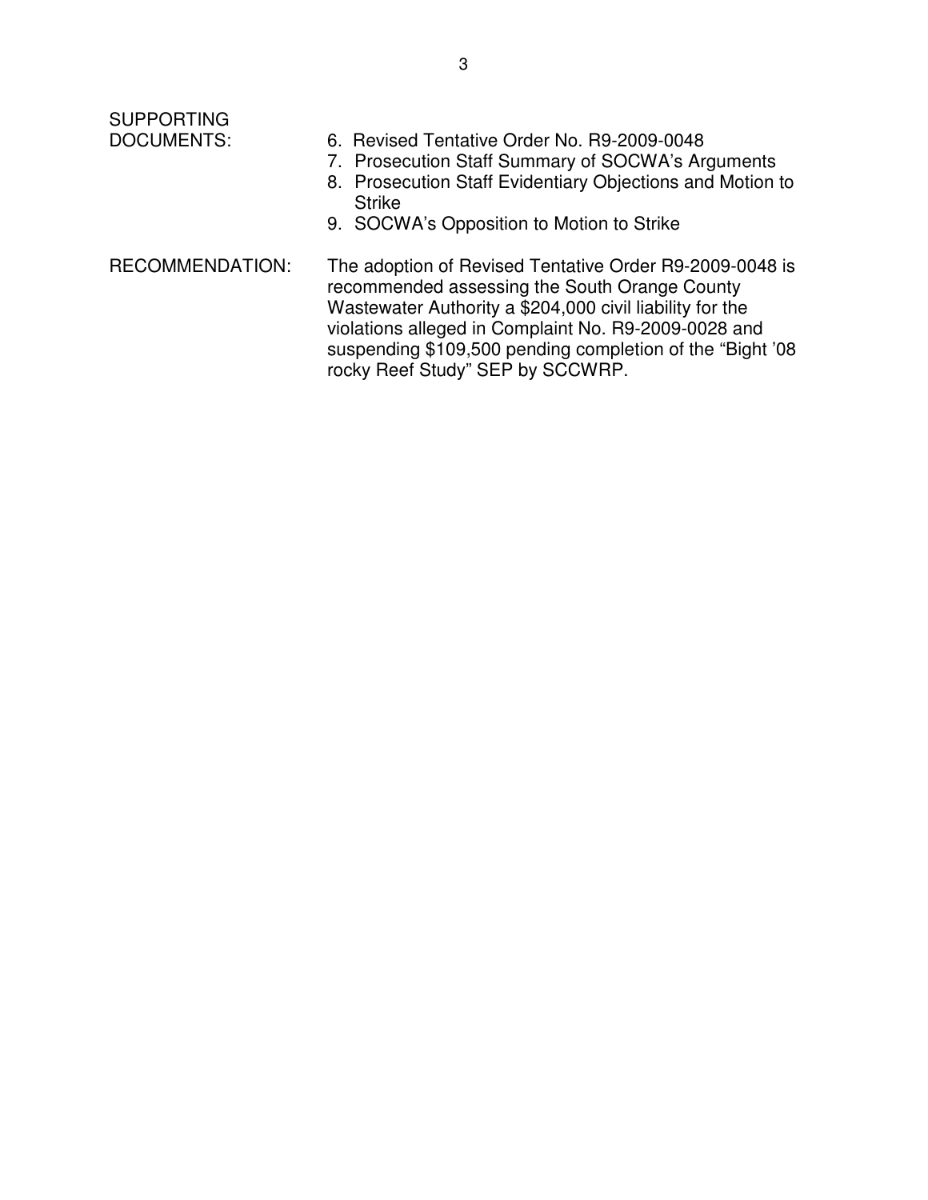SUPPORTING DOCUMENTS:

6. Revised Tentative Order No. R9-2009-0048
7. Prosecution Staff Summary of SOCWA's Arguments
8. Prosecution Staff Evidentiary Objections and Motion to Strike
9. SOCWA's Opposition to Motion to Strike

RECOMMENDATION: The adoption of Revised Tentative Order R9-2009-0048 is recommended assessing the South Orange County Wastewater Authority a $204,000 civil liability for the violations alleged in Complaint No. R9-2009-0028 and suspending $109,500 pending completion of the "Bight '08 rocky Reef Study" SEP by SCCWRP.